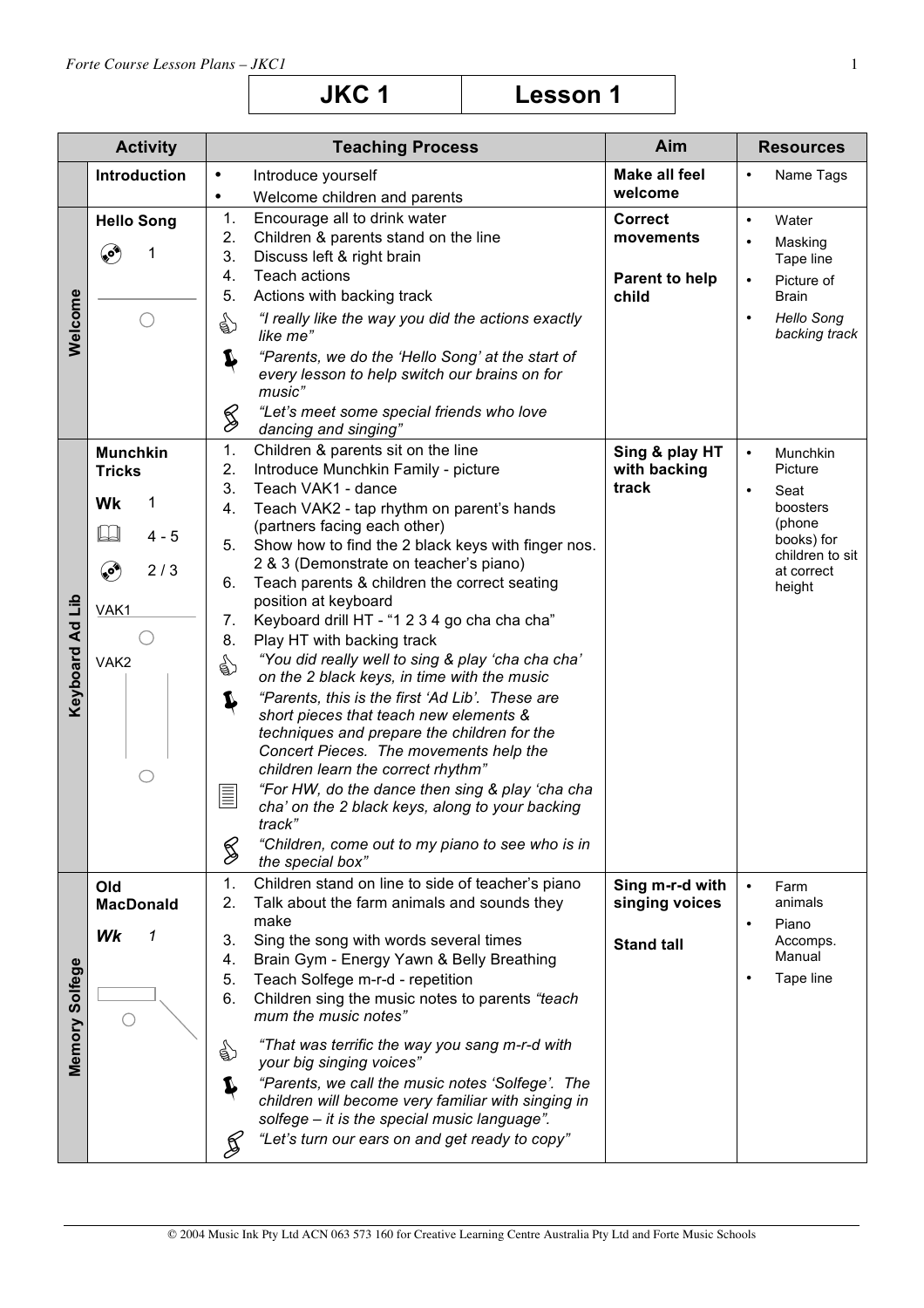# JKC 1 | Lesson 1

| | Activity | Teaching Process | Aim | Resources |
|---|---|---|---|---|
| | **Introduction** | • Introduce yourself<br>• Welcome children and parents | **Make all feel welcome** | • Name Tags |
| **Welcome** | **Hello Song**<br>1 | 1. Encourage all to drink water<br>2. Children & parents stand on the line<br>3. Discuss left & right brain<br>4. Teach actions<br>5. Actions with backing track<br>*"I really like the way you did the actions exactly like me"*<br>*"Parents, we do the 'Hello Song' at the start of every lesson to help switch our brains on for music"*<br>*"Let's meet some special friends who love dancing and singing"* | **Correct movements**<br><br>**Parent to help child** | • Water<br>• Masking Tape line<br>• Picture of Brain<br>• *Hello Song backing track* |
| **Keyboard Ad Lib** | **Munchkin Tricks**<br>**Wk** 1<br>4 - 5<br>2 / 3<br>VAK1<br>VAK2 | 1. Children & parents sit on the line<br>2. Introduce Munchkin Family - picture<br>3. Teach VAK1 - dance<br>4. Teach VAK2 - tap rhythm on parent's hands (partners facing each other)<br>5. Show how to find the 2 black keys with finger nos. 2 & 3 (Demonstrate on teacher's piano)<br>6. Teach parents & children the correct seating position at keyboard<br>7. Keyboard drill HT - "1 2 3 4 go cha cha cha"<br>8. Play HT with backing track<br>*"You did really well to sing & play 'cha cha cha' on the 2 black keys, in time with the music*<br>*"Parents, this is the first 'Ad Lib'. These are short pieces that teach new elements & techniques and prepare the children for the Concert Pieces. The movements help the children learn the correct rhythm"*<br>*"For HW, do the dance then sing & play 'cha cha cha' on the 2 black keys, along to your backing track"*<br>*"Children, come out to my piano to see who is in the special box"* | **Sing & play HT with backing track** | • Munchkin Picture<br>• Seat boosters (phone books) for children to sit at correct height |
| **Memory Solfege** | **Old MacDonald**<br>***Wk*** *1* | 1. Children stand on line to side of teacher's piano<br>2. Talk about the farm animals and sounds they make<br>3. Sing the song with words several times<br>4. Brain Gym - Energy Yawn & Belly Breathing<br>5. Teach Solfege m-r-d - repetition<br>6. Children sing the music notes to parents *"teach mum the music notes"*<br>*"That was terrific the way you sang m-r-d with your big singing voices"*<br>*"Parents, we call the music notes 'Solfege'. The children will become very familiar with singing in solfege – it is the special music language".*<br>*"Let's turn our ears on and get ready to copy"* | **Sing m-r-d with singing voices**<br><br>**Stand tall** | • Farm animals<br>• Piano Accomps. Manual<br>• Tape line |

© 2004 Music Ink Pty Ltd ACN 063 573 160 for Creative Learning Centre Australia Pty Ltd and Forte Music Schools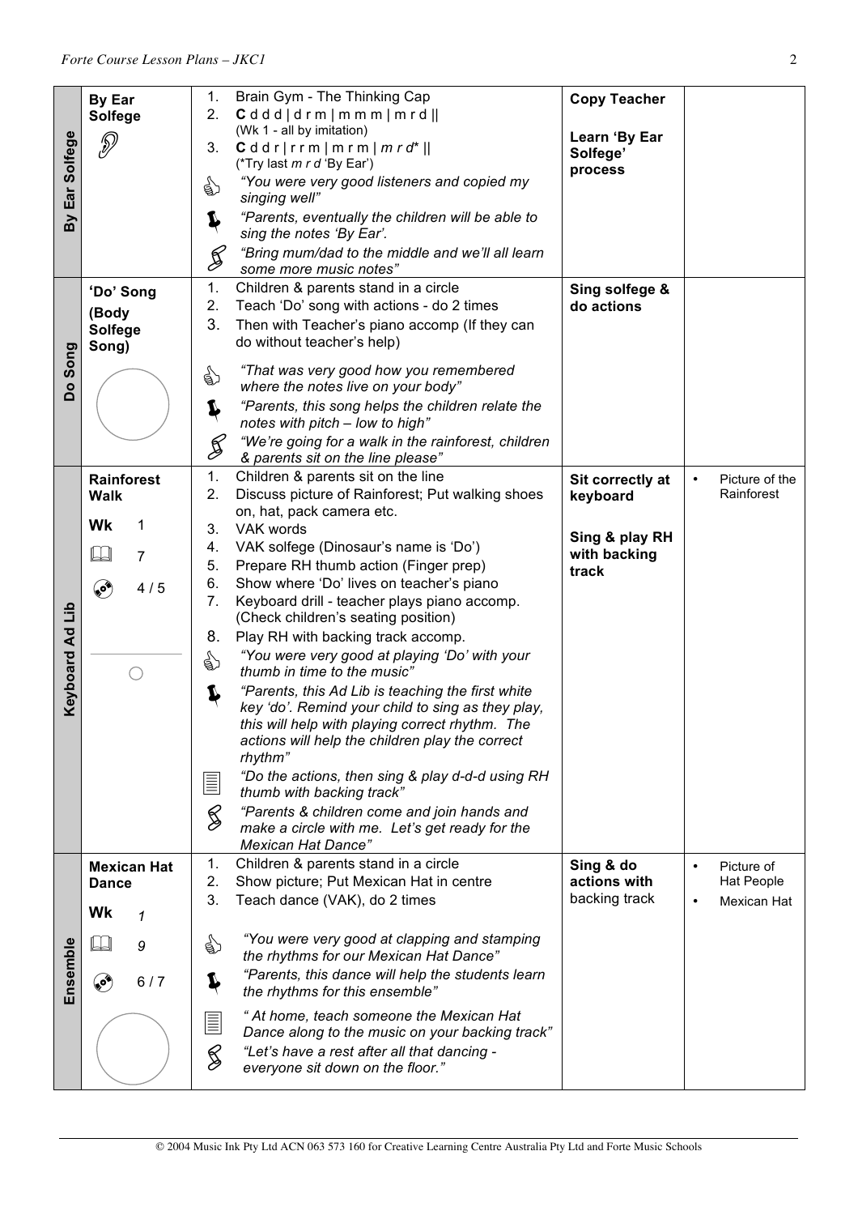| | | | | |
|---|---|---|---|---|
| **By Ear Solfege** | **By Ear Solfege** | 1. Brain Gym - The Thinking Cap<br>2. **C** d d d \| d r m \| m m m \| m r d \|\|<br>(Wk 1 - all by imitation)<br>3. **C** d d r \| r r m \| m r m \| *m r d** \|\|<br>(*Try last *m r d* 'By Ear')<br>*"You were very good listeners and copied my singing well"*<br>*"Parents, eventually the children will be able to sing the notes 'By Ear'.*<br>*"Bring mum/dad to the middle and we'll all learn some more music notes"* | **Copy Teacher**<br><br>**Learn 'By Ear Solfege' process** | |
| **Do Song** | **'Do' Song (Body Solfege Song)** | 1. Children & parents stand in a circle<br>2. Teach 'Do' song with actions - do 2 times<br>3. Then with Teacher's piano accomp (If they can do without teacher's help)<br>*"That was very good how you remembered where the notes live on your body"*<br>*"Parents, this song helps the children relate the notes with pitch – low to high"*<br>*"We're going for a walk in the rainforest, children & parents sit on the line please"* | **Sing solfege & do actions** | |
| **Keyboard Ad Lib** | **Rainforest Walk**<br>**Wk** 1<br>7<br>4 / 5 | 1. Children & parents sit on the line<br>2. Discuss picture of Rainforest; Put walking shoes on, hat, pack camera etc.<br>3. VAK words<br>4. VAK solfege (Dinosaur's name is 'Do')<br>5. Prepare RH thumb action (Finger prep)<br>6. Show where 'Do' lives on teacher's piano<br>7. Keyboard drill - teacher plays piano accomp. (Check children's seating position)<br>8. Play RH with backing track accomp.<br>*"You were very good at playing 'Do' with your thumb in time to the music"*<br>*"Parents, this Ad Lib is teaching the first white key 'do'. Remind your child to sing as they play, this will help with playing correct rhythm. The actions will help the children play the correct rhythm"*<br>*"Do the actions, then sing & play d-d-d using RH thumb with backing track"*<br>*"Parents & children come and join hands and make a circle with me. Let's get ready for the Mexican Hat Dance"* | **Sit correctly at keyboard**<br><br>**Sing & play RH with backing track** | • Picture of the Rainforest |
| **Ensemble** | **Mexican Hat Dance**<br>**Wk** *1*<br>*9*<br>6 / 7 | 1. Children & parents stand in a circle<br>2. Show picture; Put Mexican Hat in centre<br>3. Teach dance (VAK), do 2 times<br>*"You were very good at clapping and stamping the rhythms for our Mexican Hat Dance"*<br>*"Parents, this dance will help the students learn the rhythms for this ensemble"*<br>*" At home, teach someone the Mexican Hat Dance along to the music on your backing track"*<br>*"Let's have a rest after all that dancing - everyone sit down on the floor."* | **Sing & do actions with** backing track | • Picture of Hat People<br>• Mexican Hat |

© 2004 Music Ink Pty Ltd ACN 063 573 160 for Creative Learning Centre Australia Pty Ltd and Forte Music Schools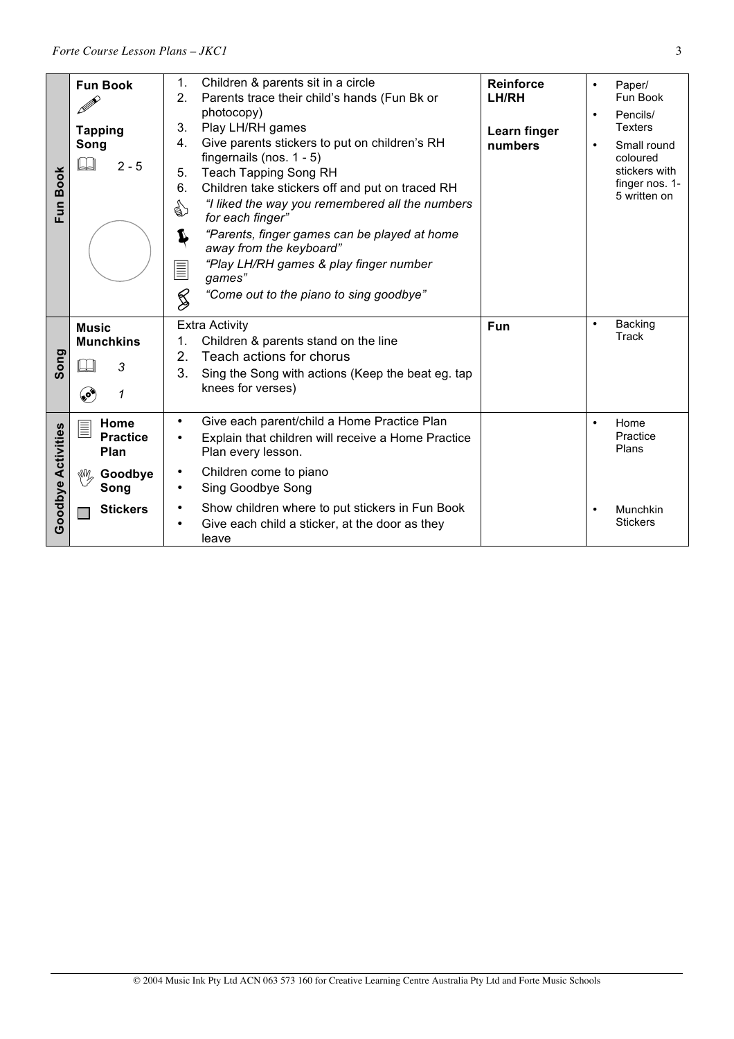| | | | | |
|---|---|---|---|---|
| **Fun Book** | **Fun Book**<br>**Tapping Song**<br>2 - 5 | 1. Children & parents sit in a circle<br>2. Parents trace their child's hands (Fun Bk or photocopy)<br>3. Play LH/RH games<br>4. Give parents stickers to put on children's RH fingernails (nos. 1 - 5)<br>5. Teach Tapping Song RH<br>6. Children take stickers off and put on traced RH<br>*"I liked the way you remembered all the numbers for each finger"*<br>*"Parents, finger games can be played at home away from the keyboard"*<br>*"Play LH/RH games & play finger number games"*<br>*"Come out to the piano to sing goodbye"* | **Reinforce LH/RH**<br><br>**Learn finger numbers** | • Paper/ Fun Book<br>• Pencils/ Texters<br>• Small round coloured stickers with finger nos. 1-5 written on |
| **Song** | **Music Munchkins**<br>*3*<br>*1* | Extra Activity<br>1. Children & parents stand on the line<br>2. Teach actions for chorus<br>3. Sing the Song with actions (Keep the beat eg. tap knees for verses) | **Fun** | • Backing Track |
| **Goodbye Activities** | **Home Practice Plan**<br>**Goodbye Song**<br>**Stickers** | • Give each parent/child a Home Practice Plan<br>• Explain that children will receive a Home Practice Plan every lesson.<br>• Children come to piano<br>• Sing Goodbye Song<br>• Show children where to put stickers in Fun Book<br>• Give each child a sticker, at the door as they leave | | • Home Practice Plans<br>• Munchkin Stickers |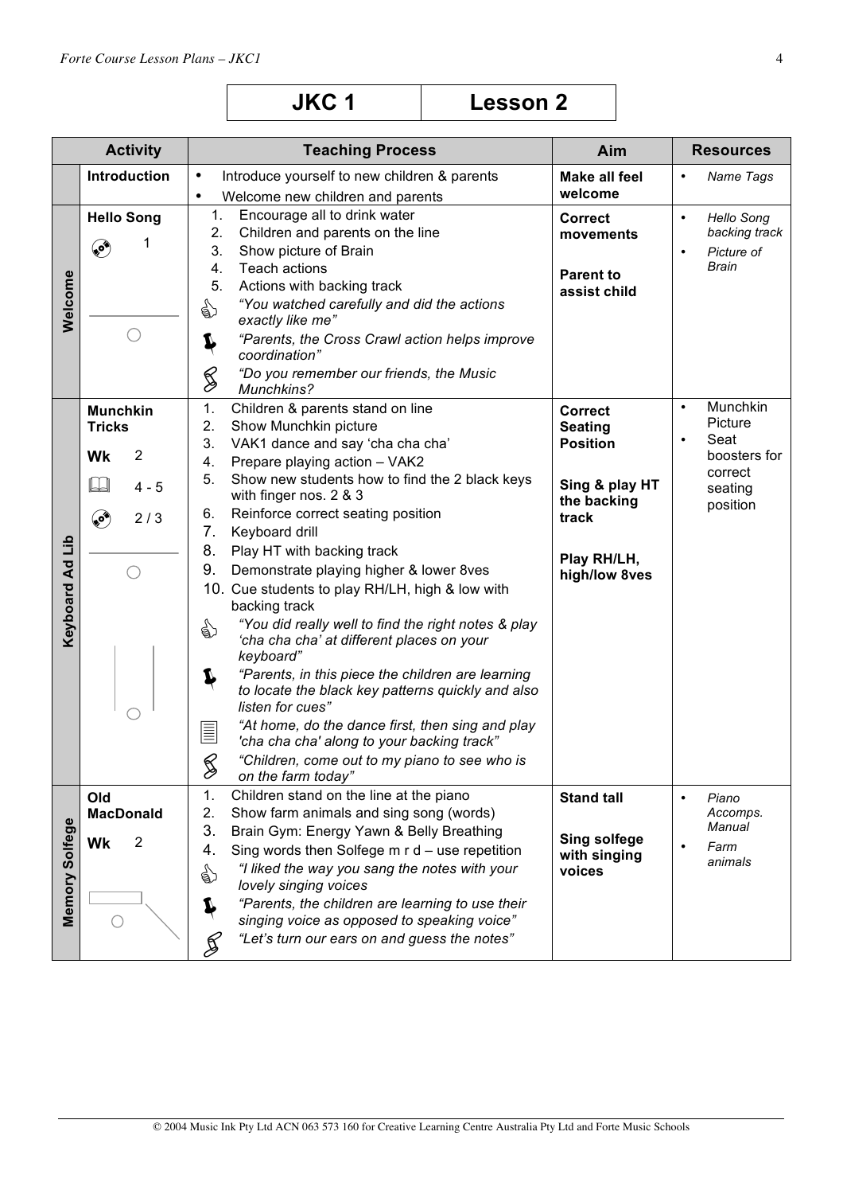| JKC 1 | Lesson 2 |
|---|---|

| | Activity | Teaching Process | Aim | Resources |
|---|---|---|---|---|
| | **Introduction** | • Introduce yourself to new children & parents<br>• Welcome new children and parents | **Make all feel welcome** | • *Name Tags* |
| **Welcome** | **Hello Song**<br>1 | 1. Encourage all to drink water<br>2. Children and parents on the line<br>3. Show picture of Brain<br>4. Teach actions<br>5. Actions with backing track<br>*"You watched carefully and did the actions exactly like me"*<br>*"Parents, the Cross Crawl action helps improve coordination"*<br>*"Do you remember our friends, the Music Munchkins?* | **Correct movements**<br><br>**Parent to assist child** | • *Hello Song backing track*<br>• *Picture of Brain* |
| **Keyboard Ad Lib** | **Munchkin Tricks**<br>**Wk** 2<br>4 - 5<br>2 / 3 | 1. Children & parents stand on line<br>2. Show Munchkin picture<br>3. VAK1 dance and say 'cha cha cha'<br>4. Prepare playing action – VAK2<br>5. Show new students how to find the 2 black keys with finger nos. 2 & 3<br>6. Reinforce correct seating position<br>7. Keyboard drill<br>8. Play HT with backing track<br>9. Demonstrate playing higher & lower 8ves<br>10. Cue students to play RH/LH, high & low with backing track<br>*"You did really well to find the right notes & play 'cha cha cha' at different places on your keyboard"*<br>*"Parents, in this piece the children are learning to locate the black key patterns quickly and also listen for cues"*<br>*"At home, do the dance first, then sing and play 'cha cha cha' along to your backing track"*<br>*"Children, come out to my piano to see who is on the farm today"* | **Correct Seating Position**<br><br>**Sing & play HT the backing track**<br><br>**Play RH/LH, high/low 8ves** | • Munchkin Picture<br>• Seat boosters for correct seating position |
| **Memory Solfege** | **Old MacDonald**<br>**Wk** 2 | 1. Children stand on the line at the piano<br>2. Show farm animals and sing song (words)<br>3. Brain Gym: Energy Yawn & Belly Breathing<br>4. Sing words then Solfege m r d – use repetition<br>*"I liked the way you sang the notes with your lovely singing voices*<br>*"Parents, the children are learning to use their singing voice as opposed to speaking voice"*<br>*"Let's turn our ears on and guess the notes"* | **Stand tall**<br><br>**Sing solfege with singing voices** | • *Piano Accomps. Manual*<br>• *Farm animals* |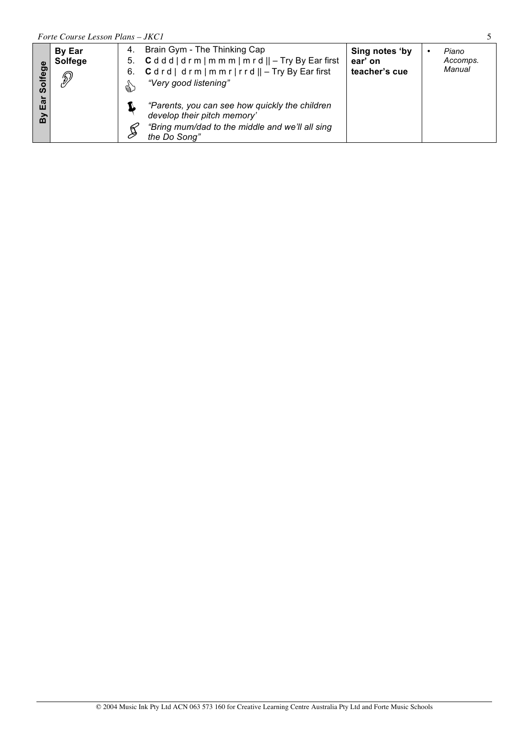| By Ear Solfege | By Ear Solfege | 4. Brain Gym - The Thinking Cap<br>5. **C** d d d \| d r m \| m m m \| m r d \|\| – Try By Ear first<br>6. **C** d r d \| d r m \| m m r \| r r d \|\| – Try By Ear first<br>*"Very good listening"*<br>*"Parents, you can see how quickly the children develop their pitch memory'*<br>*"Bring mum/dad to the middle and we'll all sing the Do Song"* | **Sing notes 'by ear' on teacher's cue** | • *Piano Accomps. Manual* |
|---|---|---|---|---|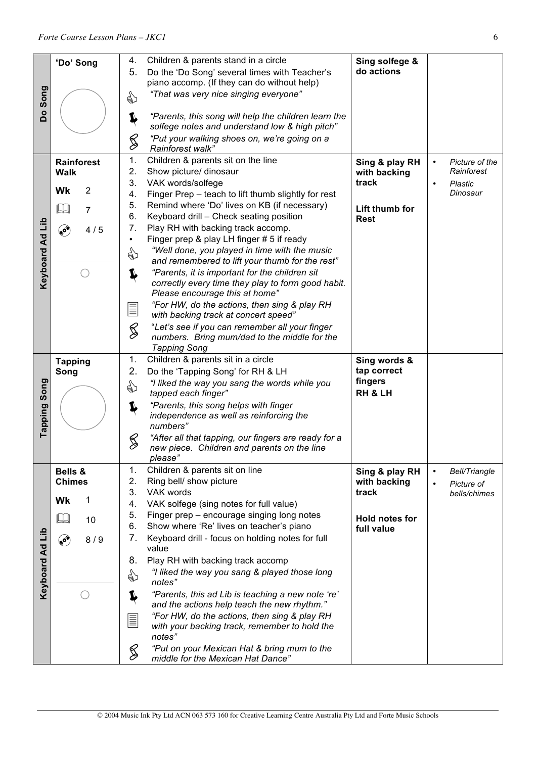| Section | Activity | Procedure | Focus | Resources |
|---|---|---|---|---|
| Do Song | **'Do' Song** | 4. Children & parents stand in a circle<br>5. Do the 'Do Song' several times with Teacher's piano accomp. (If they can do without help)<br>👍 *"That was very nice singing everyone"*<br>📌 *"Parents, this song will help the children learn the solfege notes and understand low & high pitch"*<br>§ *"Put your walking shoes on, we're going on a Rainforest walk"* | **Sing solfege & do actions** | |
| Keyboard Ad Lib | **Rainforest Walk**<br>Wk 2<br>📖 7<br>💿 4 / 5 | 1. Children & parents sit on the line<br>2. Show picture/ dinosaur<br>3. VAK words/solfege<br>4. Finger Prep – teach to lift thumb slightly for rest<br>5. Remind where 'Do' lives on KB (if necessary)<br>6. Keyboard drill – Check seating position<br>7. Play RH with backing track accomp.<br>• Finger prep & play LH finger # 5 if ready<br>👍 *"Well done, you played in time with the music and remembered to lift your thumb for the rest"*<br>📌 *"Parents, it is important for the children sit correctly every time they play to form good habit. Please encourage this at home"*<br>📄 *"For HW, do the actions, then sing & play RH with backing track at concert speed"*<br>§ "*Let's see if you can remember all your finger numbers. Bring mum/dad to the middle for the Tapping Song* | **Sing & play RH with backing track**<br><br>**Lift thumb for Rest** | • *Picture of the Rainforest*<br>• *Plastic Dinosaur* |
| Tapping Song | **Tapping Song** | 1. Children & parents sit in a circle<br>2. Do the 'Tapping Song' for RH & LH<br>👍 *"I liked the way you sang the words while you tapped each finger"*<br>📌 *"Parents, this song helps with finger independence as well as reinforcing the numbers"*<br>§ *"After all that tapping, our fingers are ready for a new piece. Children and parents on the line please"* | **Sing words & tap correct fingers RH & LH** | |
| Keyboard Ad Lib | **Bells & Chimes**<br>Wk 1<br>📖 10<br>💿 8 / 9 | 1. Children & parents sit on line<br>2. Ring bell/ show picture<br>3. VAK words<br>4. VAK solfege (sing notes for full value)<br>5. Finger prep – encourage singing long notes<br>6. Show where 'Re' lives on teacher's piano<br>7. Keyboard drill - focus on holding notes for full value<br>8. Play RH with backing track accomp<br>👍 *"I liked the way you sang & played those long notes"*<br>📌 *"Parents, this ad Lib is teaching a new note 're' and the actions help teach the new rhythm."*<br>📄 *"For HW, do the actions, then sing & play RH with your backing track, remember to hold the notes"*<br>§ *"Put on your Mexican Hat & bring mum to the middle for the Mexican Hat Dance"* | **Sing & play RH with backing track**<br><br>**Hold notes for full value** | • *Bell/Triangle*<br>• *Picture of bells/chimes* |

© 2004 Music Ink Pty Ltd ACN 063 573 160 for Creative Learning Centre Australia Pty Ltd and Forte Music Schools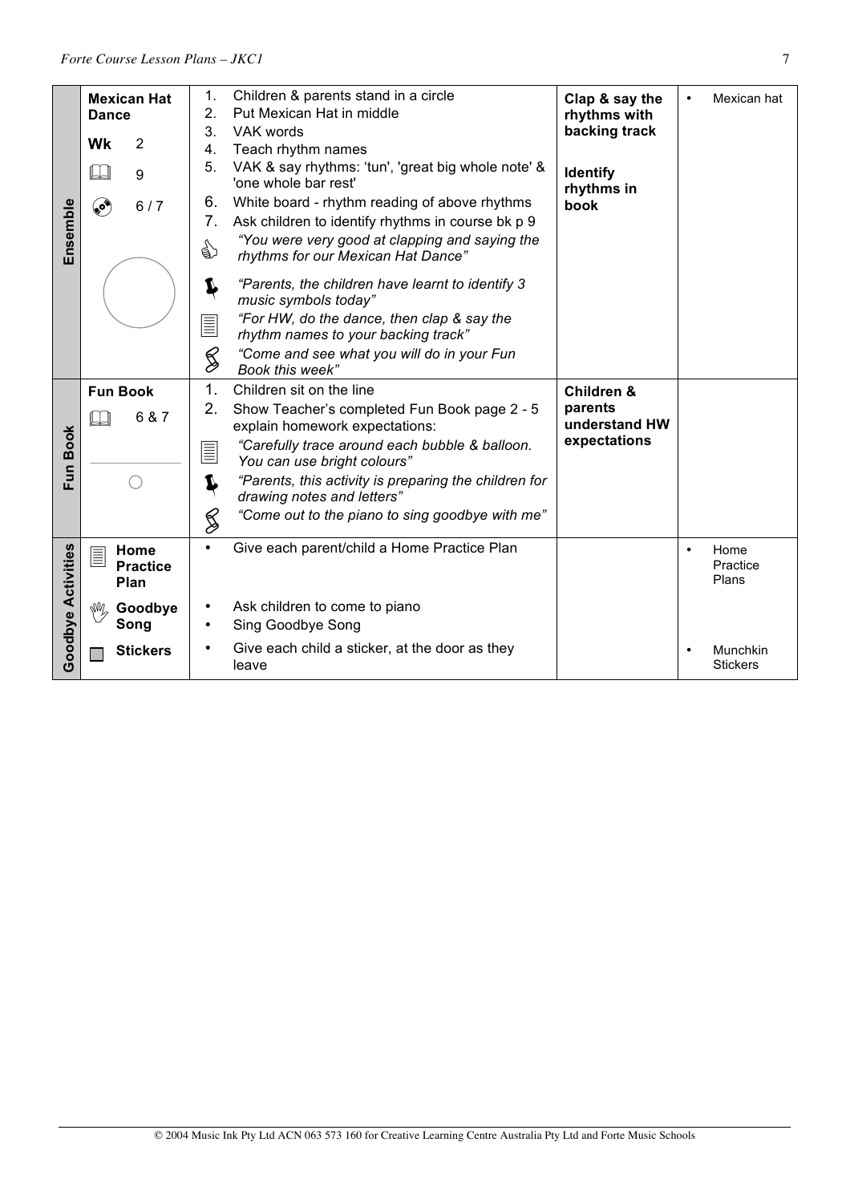| | | | | |
|---|---|---|---|---|
| **Ensemble** | **Mexican Hat Dance**<br>**Wk** 2<br>9<br>6 / 7 | 1. Children & parents stand in a circle<br>2. Put Mexican Hat in middle<br>3. VAK words<br>4. Teach rhythm names<br>5. VAK & say rhythms: 'tun', 'great big whole note' & 'one whole bar rest'<br>6. White board - rhythm reading of above rhythms<br>7. Ask children to identify rhythms in course bk p 9<br>*"You were very good at clapping and saying the rhythms for our Mexican Hat Dance"*<br>*"Parents, the children have learnt to identify 3 music symbols today"*<br>*"For HW, do the dance, then clap & say the rhythm names to your backing track"*<br>*"Come and see what you will do in your Fun Book this week"* | **Clap & say the rhythms with backing track**<br><br>**Identify rhythms in book** | • Mexican hat |
| **Fun Book** | **Fun Book**<br>6 & 7 | 1. Children sit on the line<br>2. Show Teacher's completed Fun Book page 2 - 5 explain homework expectations:<br>*"Carefully trace around each bubble & balloon. You can use bright colours"*<br>*"Parents, this activity is preparing the children for drawing notes and letters"*<br>*"Come out to the piano to sing goodbye with me"* | **Children & parents understand HW expectations** | |
| **Goodbye Activities** | **Home Practice Plan**<br><br>**Goodbye Song**<br><br>**Stickers** | • Give each parent/child a Home Practice Plan<br><br>• Ask children to come to piano<br>• Sing Goodbye Song<br><br>• Give each child a sticker, at the door as they leave | | • Home Practice Plans<br><br>• Munchkin Stickers |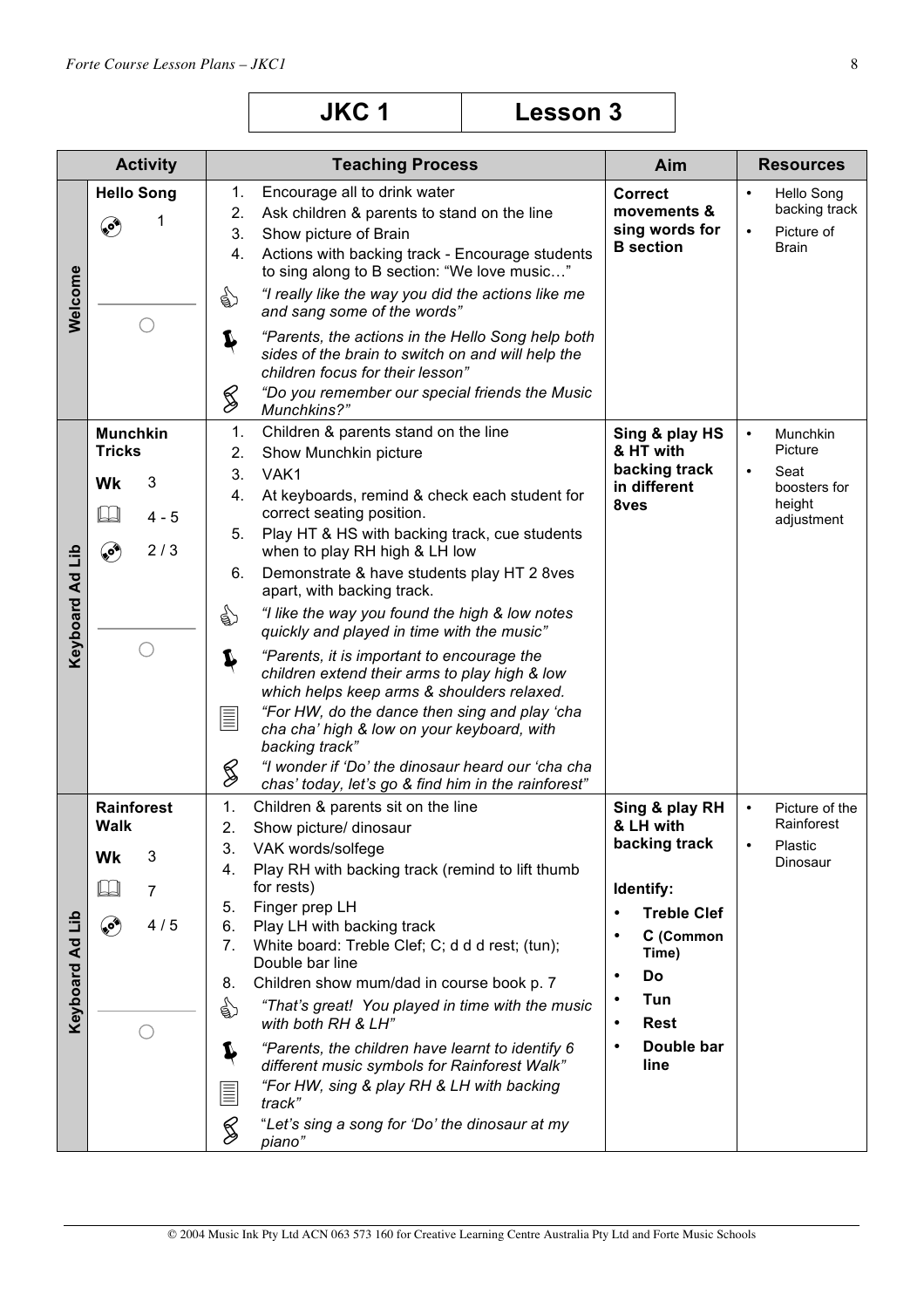| JKC 1 | Lesson 3 |
|---|---|

| | Activity | Teaching Process | Aim | Resources |
|---|---|---|---|---|
| Welcome | **Hello Song**<br>CD 1<br>○ | 1. Encourage all to drink water<br>2. Ask children & parents to stand on the line<br>3. Show picture of Brain<br>4. Actions with backing track - Encourage students to sing along to B section: "We love music…"<br>*"I really like the way you did the actions like me and sang some of the words"*<br>*"Parents, the actions in the Hello Song help both sides of the brain to switch on and will help the children focus for their lesson"*<br>*"Do you remember our special friends the Music Munchkins?"* | **Correct movements & sing words for B section** | • Hello Song backing track<br>• Picture of Brain |
| Keyboard Ad Lib | **Munchkin Tricks**<br>**Wk** 3<br>Book 4 - 5<br>CD 2 / 3<br>○ | 1. Children & parents stand on the line<br>2. Show Munchkin picture<br>3. VAK1<br>4. At keyboards, remind & check each student for correct seating position.<br>5. Play HT & HS with backing track, cue students when to play RH high & LH low<br>6. Demonstrate & have students play HT 2 8ves apart, with backing track.<br>*"I like the way you found the high & low notes quickly and played in time with the music"*<br>*"Parents, it is important to encourage the children extend their arms to play high & low which helps keep arms & shoulders relaxed.*<br>*"For HW, do the dance then sing and play 'cha cha cha' high & low on your keyboard, with backing track"*<br>*"I wonder if 'Do' the dinosaur heard our 'cha cha chas' today, let's go & find him in the rainforest"* | **Sing & play HS & HT with backing track in different 8ves** | • Munchkin Picture<br>• Seat boosters for height adjustment |
| Keyboard Ad Lib | **Rainforest Walk**<br>**Wk** 3<br>Book 7<br>CD 4 / 5<br>○ | 1. Children & parents sit on the line<br>2. Show picture/ dinosaur<br>3. VAK words/solfege<br>4. Play RH with backing track (remind to lift thumb for rests)<br>5. Finger prep LH<br>6. Play LH with backing track<br>7. White board: Treble Clef; C; d d d rest; (tun); Double bar line<br>8. Children show mum/dad in course book p. 7<br>*"That's great! You played in time with the music with both RH & LH"*<br>*"Parents, the children have learnt to identify 6 different music symbols for Rainforest Walk"*<br>*"For HW, sing & play RH & LH with backing track"*<br>"*Let's sing a song for 'Do' the dinosaur at my piano"* | **Sing & play RH & LH with backing track**<br><br>**Identify:**<br>• **Treble Clef**<br>• **C (Common Time)**<br>• **Do**<br>• **Tun**<br>• **Rest**<br>• **Double bar line** | • Picture of the Rainforest<br>• Plastic Dinosaur |

© 2004 Music Ink Pty Ltd ACN 063 573 160 for Creative Learning Centre Australia Pty Ltd and Forte Music Schools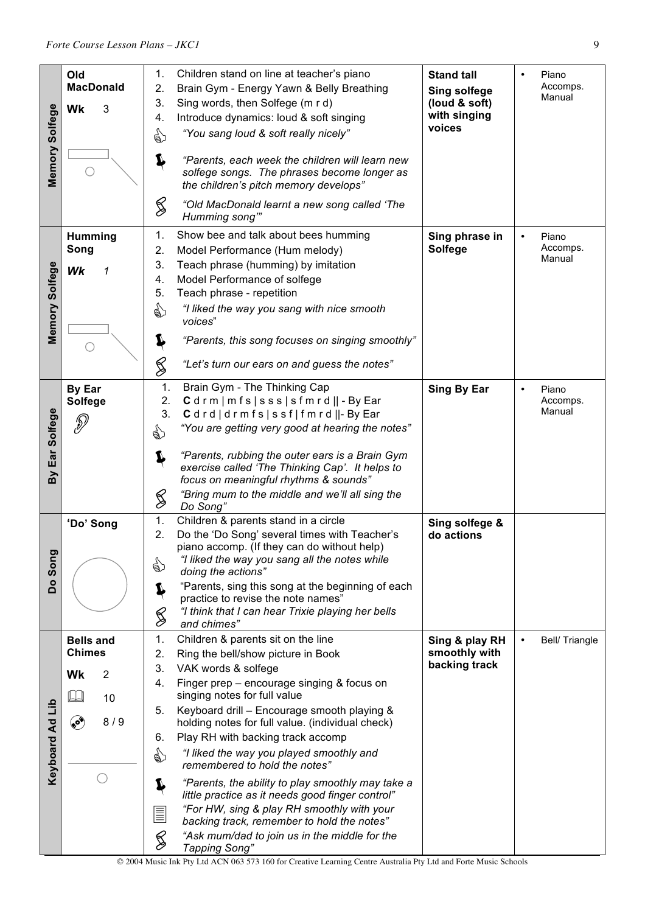| | Activity | Steps | Objective | Resources |
|---|---|---|---|---|
| **Memory Solfege** | **Old MacDonald**<br>**Wk** 3 | 1. Children stand on line at teacher's piano<br>2. Brain Gym - Energy Yawn & Belly Breathing<br>3. Sing words, then Solfege (m r d)<br>4. Introduce dynamics: loud & soft singing<br>*"You sang loud & soft really nicely"*<br>*"Parents, each week the children will learn new solfege songs. The phrases become longer as the children's pitch memory develops"*<br>*"Old MacDonald learnt a new song called 'The Humming song'"* | **Stand tall**<br>**Sing solfege (loud & soft) with singing voices** | • Piano Accomps. Manual |
| **Memory Solfege** | **Humming Song**<br>***Wk*** *1* | 1. Show bee and talk about bees humming<br>2. Model Performance (Hum melody)<br>3. Teach phrase (humming) by imitation<br>4. Model Performance of solfege<br>5. Teach phrase - repetition<br>*"I liked the way you sang with nice smooth voices"*<br>*"Parents, this song focuses on singing smoothly"*<br>*"Let's turn our ears on and guess the notes"* | **Sing phrase in Solfege** | • Piano Accomps. Manual |
| **By Ear Solfege** | **By Ear Solfege** | 1. Brain Gym - The Thinking Cap<br>2. **C** d r m \| m f s \| s s s \| s f m r d \|\| - By Ear<br>3. **C** d r d \| d r m f s \| s s f \| f m r d \|\|- By Ear<br>*"You are getting very good at hearing the notes"*<br>*"Parents, rubbing the outer ears is a Brain Gym exercise called 'The Thinking Cap'. It helps to focus on meaningful rhythms & sounds"*<br>*"Bring mum to the middle and we'll all sing the Do Song"* | **Sing By Ear** | • Piano Accomps. Manual |
| **Do Song** | **'Do' Song** | 1. Children & parents stand in a circle<br>2. Do the 'Do Song' several times with Teacher's piano accomp. (If they can do without help)<br>*"I liked the way you sang all the notes while doing the actions"*<br>"Parents, sing this song at the beginning of each practice to revise the note names"<br>*"I think that I can hear Trixie playing her bells and chimes"* | **Sing solfege & do actions** | |
| **Keyboard Ad Lib** | **Bells and Chimes**<br>**Wk** 2<br>Book 10<br>CD 8 / 9 | 1. Children & parents sit on the line<br>2. Ring the bell/show picture in Book<br>3. VAK words & solfege<br>4. Finger prep – encourage singing & focus on singing notes for full value<br>5. Keyboard drill – Encourage smooth playing & holding notes for full value. (individual check)<br>6. Play RH with backing track accomp<br>*"I liked the way you played smoothly and remembered to hold the notes"*<br>*"Parents, the ability to play smoothly may take a little practice as it needs good finger control"*<br>*"For HW, sing & play RH smoothly with your backing track, remember to hold the notes"*<br>*"Ask mum/dad to join us in the middle for the Tapping Song"* | **Sing & play RH smoothly with backing track** | • Bell/ Triangle |

© 2004 Music Ink Pty Ltd ACN 063 573 160 for Creative Learning Centre Australia Pty Ltd and Forte Music Schools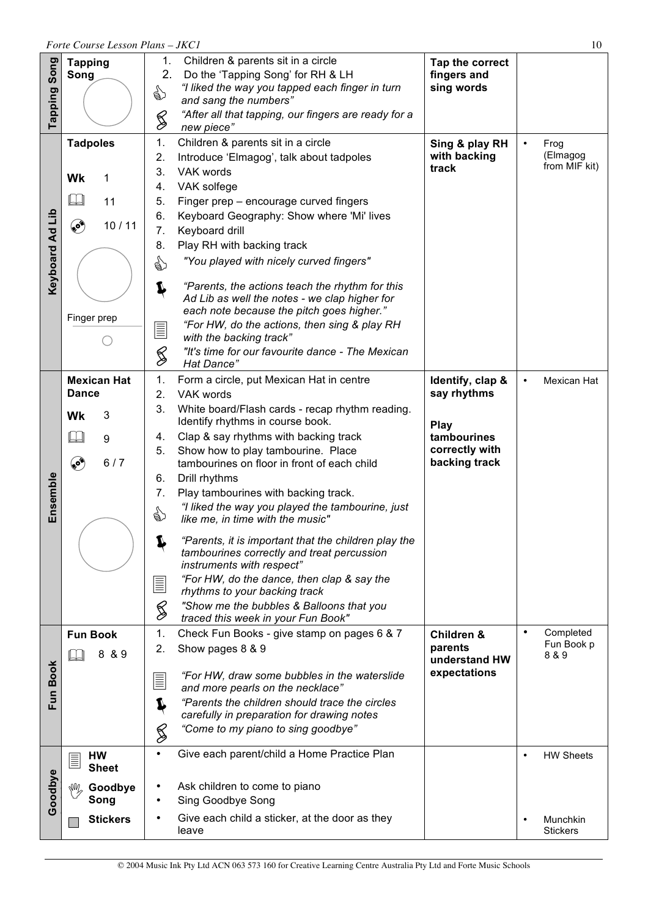| | | | | |
|---|---|---|---|---|
| **Tapping Song** | **Tapping Song** | 1. Children & parents sit in a circle<br>2. Do the 'Tapping Song' for RH & LH<br>*"I liked the way you tapped each finger in turn and sang the numbers"*<br>*"After all that tapping, our fingers are ready for a new piece"* | **Tap the correct fingers and sing words** | |
| **Keyboard Ad Lib** | **Tadpoles**<br>**Wk** 1<br>11<br>10 / 11<br>Finger prep | 1. Children & parents sit in a circle<br>2. Introduce 'Elmagog', talk about tadpoles<br>3. VAK words<br>4. VAK solfege<br>5. Finger prep – encourage curved fingers<br>6. Keyboard Geography: Show where 'Mi' lives<br>7. Keyboard drill<br>8. Play RH with backing track<br>*"You played with nicely curved fingers"*<br>*"Parents, the actions teach the rhythm for this Ad Lib as well the notes - we clap higher for each note because the pitch goes higher."*<br>*"For HW, do the actions, then sing & play RH with the backing track"*<br>*"It's time for our favourite dance - The Mexican Hat Dance"* | **Sing & play RH with backing track** | • Frog (Elmagog from MIF kit) |
| **Ensemble** | **Mexican Hat Dance**<br>**Wk** 3<br>9<br>6 / 7 | 1. Form a circle, put Mexican Hat in centre<br>2. VAK words<br>3. White board/Flash cards - recap rhythm reading. Identify rhythms in course book.<br>4. Clap & say rhythms with backing track<br>5. Show how to play tambourine. Place tambourines on floor in front of each child<br>6. Drill rhythms<br>7. Play tambourines with backing track.<br>*"I liked the way you played the tambourine, just like me, in time with the music"*<br>*"Parents, it is important that the children play the tambourines correctly and treat percussion instruments with respect"*<br>*"For HW, do the dance, then clap & say the rhythms to your backing track*<br>*"Show me the bubbles & Balloons that you traced this week in your Fun Book"* | **Identify, clap & say rhythms**<br><br>**Play tambourines correctly with backing track** | • Mexican Hat |
| **Fun Book** | **Fun Book**<br>8 & 9 | 1. Check Fun Books - give stamp on pages 6 & 7<br>2. Show pages 8 & 9<br>*"For HW, draw some bubbles in the waterslide and more pearls on the necklace"*<br>*"Parents the children should trace the circles carefully in preparation for drawing notes*<br>*"Come to my piano to sing goodbye"* | **Children & parents understand HW expectations** | • Completed Fun Book p 8 & 9 |
| **Goodbye** | **HW Sheet**<br>**Goodbye Song**<br>**Stickers** | • Give each parent/child a Home Practice Plan<br>• Ask children to come to piano<br>• Sing Goodbye Song<br>• Give each child a sticker, at the door as they leave | | • HW Sheets<br>• Munchkin Stickers |

© 2004 Music Ink Pty Ltd ACN 063 573 160 for Creative Learning Centre Australia Pty Ltd and Forte Music Schools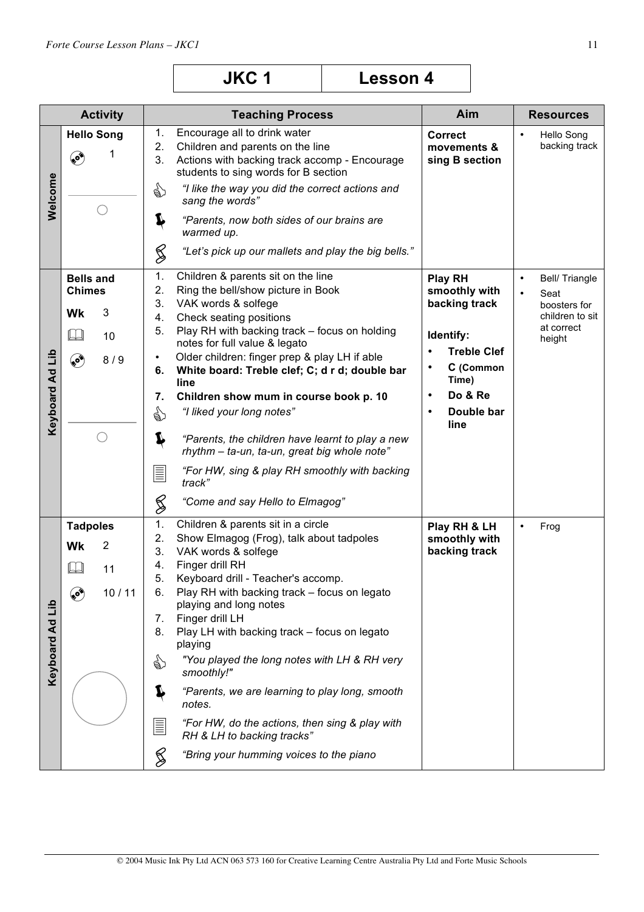# JKC 1 — Lesson 4

| | Activity | Teaching Process | Aim | Resources |
|---|---|---|---|---|
| **Welcome** | **Hello Song**<br>CD 1 | 1. Encourage all to drink water<br>2. Children and parents on the line<br>3. Actions with backing track accomp - Encourage students to sing words for B section<br>*"I like the way you did the correct actions and sang the words"*<br>*"Parents, now both sides of our brains are warmed up.*<br>*"Let's pick up our mallets and play the big bells."* | **Correct movements & sing B section** | • Hello Song backing track |
| **Keyboard Ad Lib** | **Bells and Chimes**<br>**Wk** 3<br>Book 10<br>CD 8 / 9 | 1. Children & parents sit on the line<br>2. Ring the bell/show picture in Book<br>3. VAK words & solfege<br>4. Check seating positions<br>5. Play RH with backing track – focus on holding notes for full value & legato<br>• Older children: finger prep & play LH if able<br>**6. White board: Treble clef; C; d r d; double bar line**<br>**7. Children show mum in course book p. 10**<br>*"I liked your long notes"*<br>*"Parents, the children have learnt to play a new rhythm – ta-un, ta-un, great big whole note"*<br>*"For HW, sing & play RH smoothly with backing track"*<br>*"Come and say Hello to Elmagog"* | **Play RH smoothly with backing track**<br><br>**Identify:**<br>• **Treble Clef**<br>• **C (Common Time)**<br>• **Do & Re**<br>• **Double bar line** | • Bell/ Triangle<br>• Seat boosters for children to sit at correct height |
| **Keyboard Ad Lib** | **Tadpoles**<br>**Wk** 2<br>Book 11<br>CD 10 / 11 | 1. Children & parents sit in a circle<br>2. Show Elmagog (Frog), talk about tadpoles<br>3. VAK words & solfege<br>4. Finger drill RH<br>5. Keyboard drill - Teacher's accomp.<br>6. Play RH with backing track – focus on legato playing and long notes<br>7. Finger drill LH<br>8. Play LH with backing track – focus on legato playing<br>*"You played the long notes with LH & RH very smoothly!"*<br>*"Parents, we are learning to play long, smooth notes.*<br>*"For HW, do the actions, then sing & play with RH & LH to backing tracks"*<br>*"Bring your humming voices to the piano* | **Play RH & LH smoothly with backing track** | • Frog |

© 2004 Music Ink Pty Ltd ACN 063 573 160 for Creative Learning Centre Australia Pty Ltd and Forte Music Schools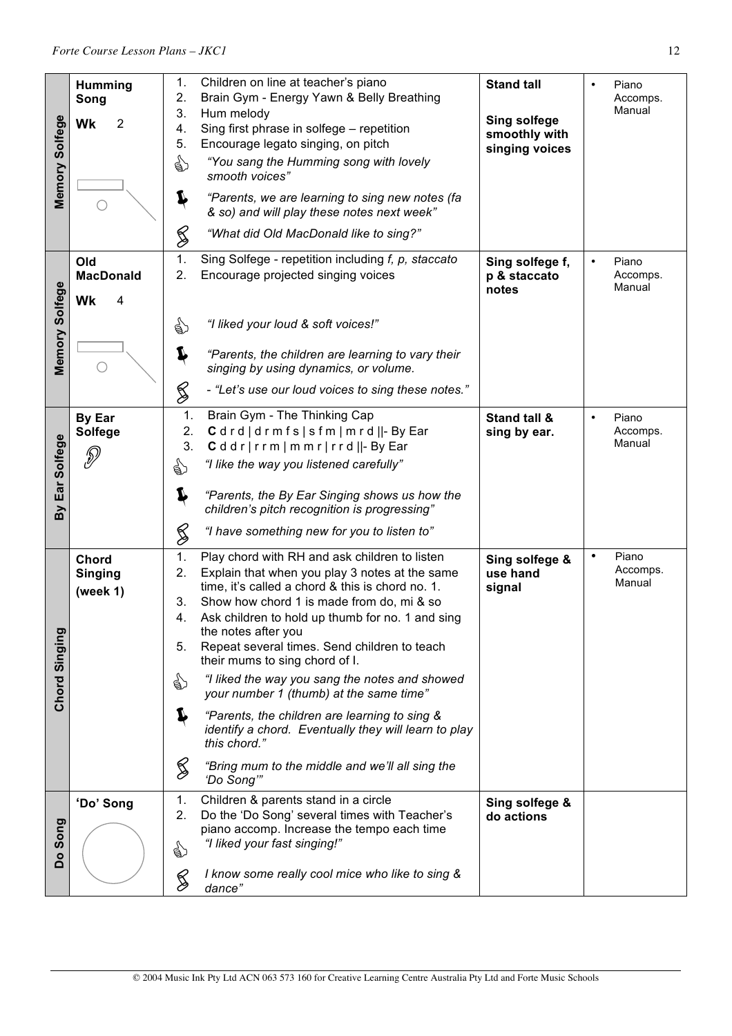| | | | | |
|---|---|---|---|---|
| **Memory Solfege** | **Humming Song**<br>**Wk** 2 | 1. Children on line at teacher's piano<br>2. Brain Gym - Energy Yawn & Belly Breathing<br>3. Hum melody<br>4. Sing first phrase in solfege – repetition<br>5. Encourage legato singing, on pitch<br>*"You sang the Humming song with lovely smooth voices"*<br>*"Parents, we are learning to sing new notes (fa & so) and will play these notes next week"*<br>*"What did Old MacDonald like to sing?"* | **Stand tall**<br><br>**Sing solfege smoothly with singing voices** | • Piano Accomps. Manual |
| **Memory Solfege** | **Old MacDonald**<br>**Wk** 4 | 1. Sing Solfege - repetition including *f, p, staccato*<br>2. Encourage projected singing voices<br>*"I liked your loud & soft voices!"*<br>*"Parents, the children are learning to vary their singing by using dynamics, or volume.*<br>- *"Let's use our loud voices to sing these notes."* | **Sing solfege f, p & staccato notes** | • Piano Accomps. Manual |
| **By Ear Solfege** | **By Ear Solfege** | 1. Brain Gym - The Thinking Cap<br>2. **C** d r d \| d r m f s \| s f m \| m r d \|\|- By Ear<br>3. **C** d d r \| r r m \| m m r \| r r d \|\|- By Ear<br>*"I like the way you listened carefully"*<br>*"Parents, the By Ear Singing shows us how the children's pitch recognition is progressing"*<br>*"I have something new for you to listen to"* | **Stand tall & sing by ear.** | • Piano Accomps. Manual |
| **Chord Singing** | **Chord Singing (week 1)** | 1. Play chord with RH and ask children to listen<br>2. Explain that when you play 3 notes at the same time, it's called a chord & this is chord no. 1.<br>3. Show how chord 1 is made from do, mi & so<br>4. Ask children to hold up thumb for no. 1 and sing the notes after you<br>5. Repeat several times. Send children to teach their mums to sing chord of I.<br>*"I liked the way you sang the notes and showed your number 1 (thumb) at the same time"*<br>*"Parents, the children are learning to sing & identify a chord. Eventually they will learn to play this chord."*<br>*"Bring mum to the middle and we'll all sing the 'Do Song'"* | **Sing solfege & use hand signal** | • Piano Accomps. Manual |
| **Do Song** | **'Do' Song** | 1. Children & parents stand in a circle<br>2. Do the 'Do Song' several times with Teacher's piano accomp. Increase the tempo each time<br>*"I liked your fast singing!"*<br>*I know some really cool mice who like to sing & dance"* | **Sing solfege & do actions** | |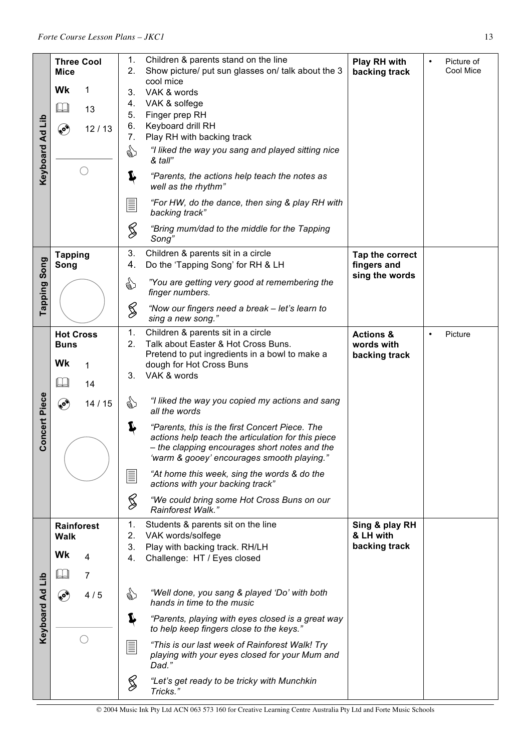| Section | Activity | Steps | Assessment | Resources |
|---|---|---|---|---|
| Keyboard Ad Lib | **Three Cool Mice**<br>Wk 1<br>📖 13<br>💿 12 / 13 | 1. Children & parents stand on the line<br>2. Show picture/ put sun glasses on/ talk about the 3 cool mice<br>3. VAK & words<br>4. VAK & solfege<br>5. Finger prep RH<br>6. Keyboard drill RH<br>7. Play RH with backing track<br>👍 *"I liked the way you sang and played sitting nice & tall"*<br>📌 *"Parents, the actions help teach the notes as well as the rhythm"*<br>📄 *"For HW, do the dance, then sing & play RH with backing track"*<br>§ *"Bring mum/dad to the middle for the Tapping Song"* | **Play RH with backing track** | • Picture of Cool Mice |
| Tapping Song | **Tapping Song** | 3. Children & parents sit in a circle<br>4. Do the 'Tapping Song' for RH & LH<br>👍 *"You are getting very good at remembering the finger numbers.*<br>§ *"Now our fingers need a break – let's learn to sing a new song."* | **Tap the correct fingers and sing the words** | |
| Concert Piece | **Hot Cross Buns**<br>Wk 1<br>📖 14<br>💿 14 / 15 | 1. Children & parents sit in a circle<br>2. Talk about Easter & Hot Cross Buns. Pretend to put ingredients in a bowl to make a dough for Hot Cross Buns<br>3. VAK & words<br>👍 *"I liked the way you copied my actions and sang all the words*<br>📌 *"Parents, this is the first Concert Piece. The actions help teach the articulation for this piece – the clapping encourages short notes and the 'warm & gooey' encourages smooth playing."*<br>📄 *"At home this week, sing the words & do the actions with your backing track"*<br>§ *"We could bring some Hot Cross Buns on our Rainforest Walk."* | **Actions & words with backing track** | • Picture |
| Keyboard Ad Lib | **Rainforest Walk**<br>Wk 4<br>📖 7<br>💿 4 / 5 | 1. Students & parents sit on the line<br>2. VAK words/solfege<br>3. Play with backing track. RH/LH<br>4. Challenge: HT / Eyes closed<br>👍 *"Well done, you sang & played 'Do' with both hands in time to the music*<br>📌 *"Parents, playing with eyes closed is a great way to help keep fingers close to the keys."*<br>📄 *"This is our last week of Rainforest Walk! Try playing with your eyes closed for your Mum and Dad."*<br>§ *"Let's get ready to be tricky with Munchkin Tricks."* | **Sing & play RH & LH with backing track** | |

© 2004 Music Ink Pty Ltd ACN 063 573 160 for Creative Learning Centre Australia Pty Ltd and Forte Music Schools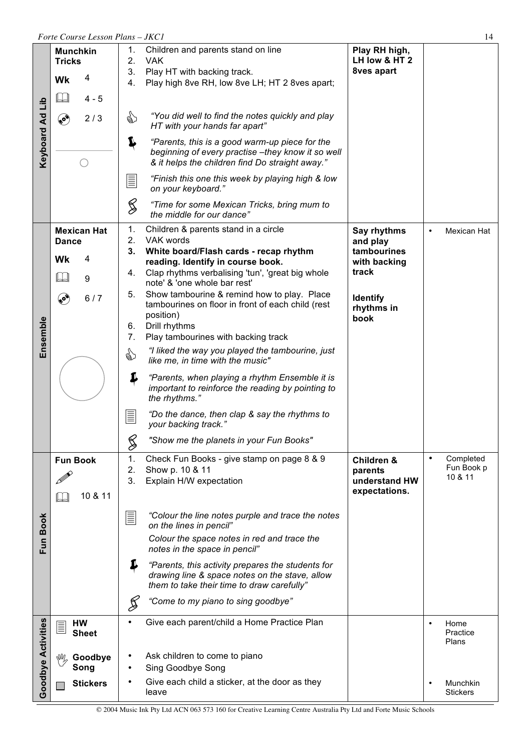| | Activity | Procedure | Outcomes | Resources |
|---|---|---|---|---|
| **Keyboard Ad Lib** | **Munchkin Tricks**<br>Wk 4<br>📖 4 - 5<br>💿 2 / 3 | 1. Children and parents stand on line<br>2. VAK<br>3. Play HT with backing track.<br>4. Play high 8ve RH, low 8ve LH; HT 2 8ves apart;<br>👍 *"You did well to find the notes quickly and play HT with your hands far apart"*<br>📌 *"Parents, this is a good warm-up piece for the beginning of every practise –they know it so well & it helps the children find Do straight away."*<br>📄 *"Finish this one this week by playing high & low on your keyboard."*<br>*"Time for some Mexican Tricks, bring mum to the middle for our dance"* | **Play RH high, LH low & HT 2 8ves apart** | |
| **Ensemble** | **Mexican Hat Dance**<br>Wk 4<br>📖 9<br>💿 6 / 7 | 1. Children & parents stand in a circle<br>2. VAK words<br>3. **White board/Flash cards - recap rhythm reading. Identify in course book.**<br>4. Clap rhythms verbalising 'tun', 'great big whole note' & 'one whole bar rest'<br>5. Show tambourine & remind how to play. Place tambourines on floor in front of each child (rest position)<br>6. Drill rhythms<br>7. Play tambourines with backing track<br>👍 *"I liked the way you played the tambourine, just like me, in time with the music"*<br>📌 *"Parents, when playing a rhythm Ensemble it is important to reinforce the reading by pointing to the rhythms."*<br>📄 *"Do the dance, then clap & say the rhythms to your backing track."*<br>*"Show me the planets in your Fun Books"* | **Say rhythms and play tambourines with backing track**<br><br>**Identify rhythms in book** | • Mexican Hat |
| **Fun Book** | **Fun Book**<br>📖 10 & 11 | 1. Check Fun Books - give stamp on page 8 & 9<br>2. Show p. 10 & 11<br>3. Explain H/W expectation<br>📄 *"Colour the line notes purple and trace the notes on the lines in pencil"*<br>*Colour the space notes in red and trace the notes in the space in pencil"*<br>📌 *"Parents, this activity prepares the students for drawing line & space notes on the stave, allow them to take their time to draw carefully"*<br>*"Come to my piano to sing goodbye"* | **Children & parents understand HW expectations.** | • Completed Fun Book p 10 & 11 |
| **Goodbye Activities** | **HW Sheet**<br><br>**Goodbye Song**<br><br>**Stickers** | • Give each parent/child a Home Practice Plan<br><br>• Ask children to come to piano<br>• Sing Goodbye Song<br>• Give each child a sticker, at the door as they leave | | • Home Practice Plans<br><br>• Munchkin Stickers |

© 2004 Music Ink Pty Ltd ACN 063 573 160 for Creative Learning Centre Australia Pty Ltd and Forte Music Schools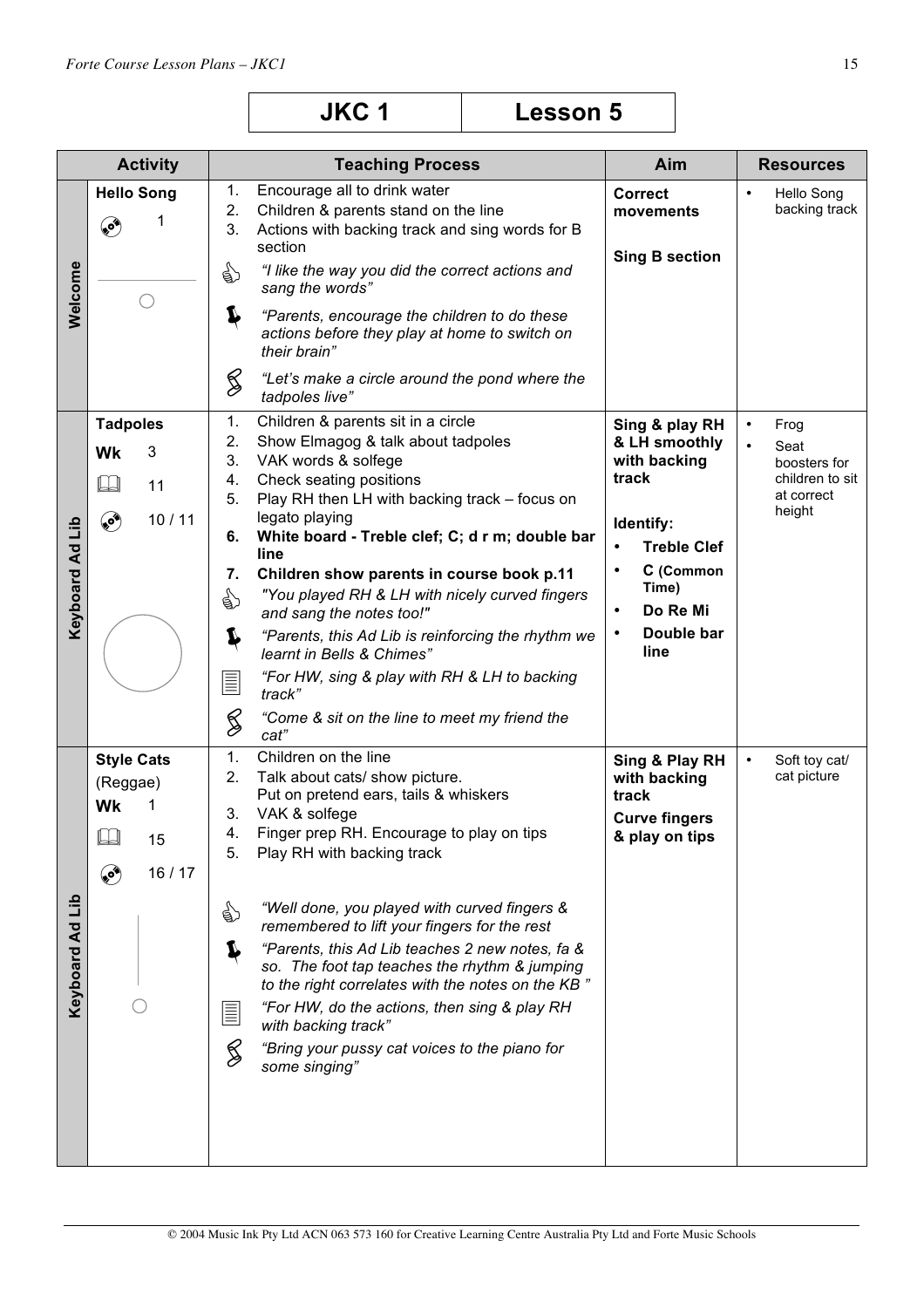| JKC 1 | Lesson 5 |
|---|---|

| | Activity | Teaching Process | Aim | Resources |
|---|---|---|---|---|
| Welcome | **Hello Song** 1 | 1. Encourage all to drink water<br>2. Children & parents stand on the line<br>3. Actions with backing track and sing words for B section<br>*"I like the way you did the correct actions and sang the words"*<br>*"Parents, encourage the children to do these actions before they play at home to switch on their brain"*<br>*"Let's make a circle around the pond where the tadpoles live"* | **Correct movements**<br><br>**Sing B section** | • Hello Song backing track |
| Keyboard Ad Lib | **Tadpoles**<br>**Wk** 3<br>11<br>10 / 11 | 1. Children & parents sit in a circle<br>2. Show Elmagog & talk about tadpoles<br>3. VAK words & solfege<br>4. Check seating positions<br>5. Play RH then LH with backing track – focus on legato playing<br>**6. White board - Treble clef; C; d r m; double bar line**<br>**7. Children show parents in course book p.11**<br>*"You played RH & LH with nicely curved fingers and sang the notes too!"*<br>*"Parents, this Ad Lib is reinforcing the rhythm we learnt in Bells & Chimes"*<br>*"For HW, sing & play with RH & LH to backing track"*<br>*"Come & sit on the line to meet my friend the cat"* | **Sing & play RH & LH smoothly with backing track**<br><br>**Identify:**<br>• **Treble Clef**<br>• **C (Common Time)**<br>• **Do Re Mi**<br>• **Double bar line** | • Frog<br>• Seat boosters for children to sit at correct height |
| Keyboard Ad Lib | **Style Cats**<br>(Reggae)<br>**Wk** 1<br>15<br>16 / 17 | 1. Children on the line<br>2. Talk about cats/ show picture. Put on pretend ears, tails & whiskers<br>3. VAK & solfege<br>4. Finger prep RH. Encourage to play on tips<br>5. Play RH with backing track<br>*"Well done, you played with curved fingers & remembered to lift your fingers for the rest*<br>*"Parents, this Ad Lib teaches 2 new notes, fa & so. The foot tap teaches the rhythm & jumping to the right correlates with the notes on the KB "*<br>*"For HW, do the actions, then sing & play RH with backing track"*<br>*"Bring your pussy cat voices to the piano for some singing"* | **Sing & Play RH with backing track**<br>**Curve fingers & play on tips** | • Soft toy cat/ cat picture |

© 2004 Music Ink Pty Ltd ACN 063 573 160 for Creative Learning Centre Australia Pty Ltd and Forte Music Schools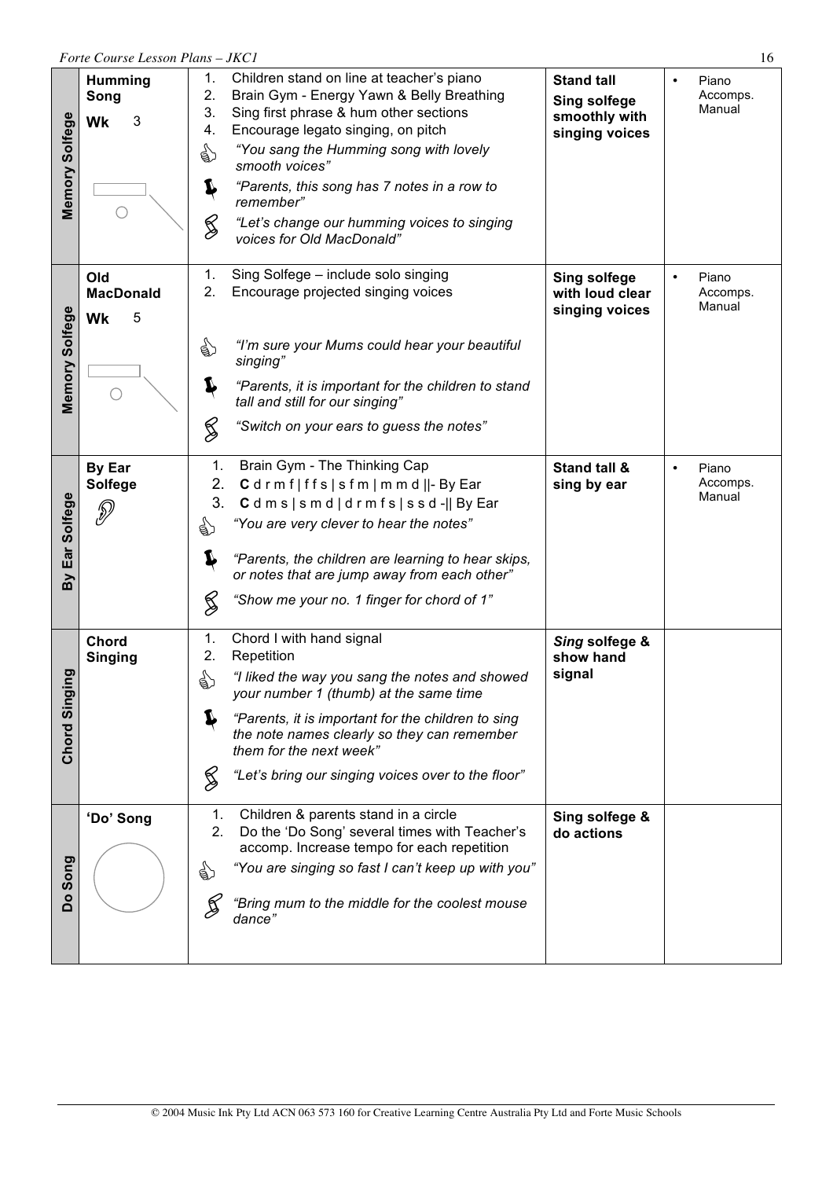| Section | Activity | Procedure | Objective | Resources |
|---|---|---|---|---|
| Memory Solfege | **Humming Song** <br> **Wk** 3 | 1. Children stand on line at teacher's piano <br> 2. Brain Gym - Energy Yawn & Belly Breathing <br> 3. Sing first phrase & hum other sections <br> 4. Encourage legato singing, on pitch <br> *"You sang the Humming song with lovely smooth voices"* <br> *"Parents, this song has 7 notes in a row to remember"* <br> *"Let's change our humming voices to singing voices for Old MacDonald"* | **Stand tall** <br> **Sing solfege smoothly with singing voices** | • Piano Accomps. Manual |
| Memory Solfege | **Old MacDonald** <br> **Wk** 5 | 1. Sing Solfege – include solo singing <br> 2. Encourage projected singing voices <br> *"I'm sure your Mums could hear your beautiful singing"* <br> *"Parents, it is important for the children to stand tall and still for our singing"* <br> *"Switch on your ears to guess the notes"* | **Sing solfege with loud clear singing voices** | • Piano Accomps. Manual |
| By Ear Solfege | **By Ear Solfege** | 1. Brain Gym - The Thinking Cap <br> 2. **C** d r m f \| f f s \| s f m \| m m d \|\|- By Ear <br> 3. **C** d m s \| s m d \| d r m f s \| s s d -\|\| By Ear <br> *"You are very clever to hear the notes"* <br> *"Parents, the children are learning to hear skips, or notes that are jump away from each other"* <br> *"Show me your no. 1 finger for chord of 1"* | **Stand tall & sing by ear** | • Piano Accomps. Manual |
| Chord Singing | **Chord Singing** | 1. Chord I with hand signal <br> 2. Repetition <br> *"I liked the way you sang the notes and showed your number 1 (thumb) at the same time* <br> *"Parents, it is important for the children to sing the note names clearly so they can remember them for the next week"* <br> *"Let's bring our singing voices over to the floor"* | ***Sing* solfege & show hand signal** | |
| Do Song | **'Do' Song** | 1. Children & parents stand in a circle <br> 2. Do the 'Do Song' several times with Teacher's accomp. Increase tempo for each repetition <br> *"You are singing so fast I can't keep up with you"* <br> *"Bring mum to the middle for the coolest mouse dance"* | **Sing solfege & do actions** | |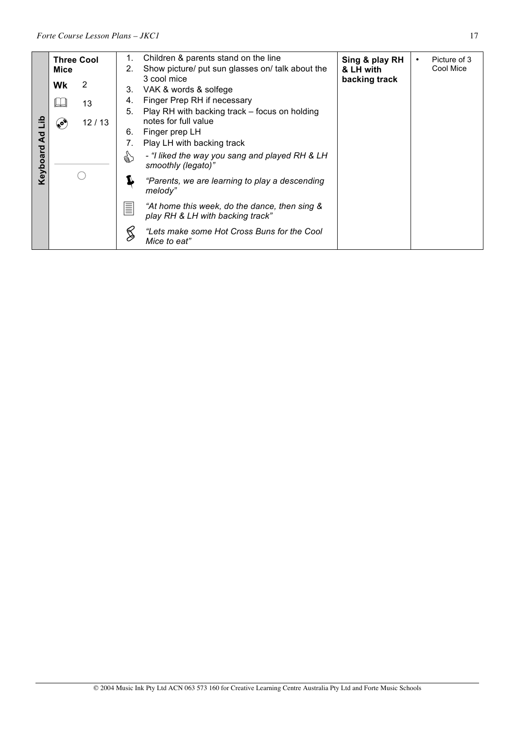| Keyboard Ad Lib | **Three Cool Mice**<br>**Wk** 2<br>13<br>12 / 13 | 1. Children & parents stand on the line<br>2. Show picture/ put sun glasses on/ talk about the 3 cool mice<br>3. VAK & words & solfege<br>4. Finger Prep RH if necessary<br>5. Play RH with backing track – focus on holding notes for full value<br>6. Finger prep LH<br>7. Play LH with backing track<br>*- "I liked the way you sang and played RH & LH smoothly (legato)"*<br>*"Parents, we are learning to play a descending melody"*<br>*"At home this week, do the dance, then sing & play RH & LH with backing track"*<br>*"Lets make some Hot Cross Buns for the Cool Mice to eat"* | **Sing & play RH & LH with backing track** | • Picture of 3 Cool Mice |
|---|---|---|---|---|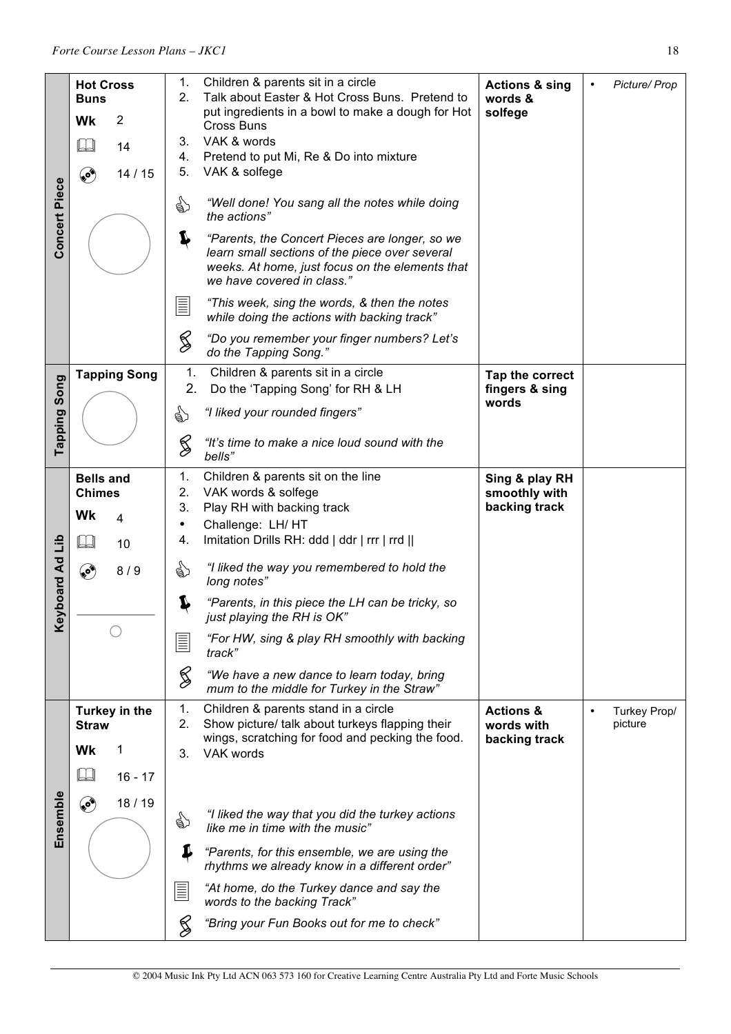| | | | | |
|---|---|---|---|---|
| **Concert Piece** | **Hot Cross Buns**<br>**Wk** 2<br>📖 14<br>💿 14 / 15 | 1. Children & parents sit in a circle<br>2. Talk about Easter & Hot Cross Buns. Pretend to put ingredients in a bowl to make a dough for Hot Cross Buns<br>3. VAK & words<br>4. Pretend to put Mi, Re & Do into mixture<br>5. VAK & solfege<br>👍 *"Well done! You sang all the notes while doing the actions"*<br>📌 *"Parents, the Concert Pieces are longer, so we learn small sections of the piece over several weeks. At home, just focus on the elements that we have covered in class."*<br>📄 *"This week, sing the words, & then the notes while doing the actions with backing track"*<br>§ *"Do you remember your finger numbers? Let's do the Tapping Song."* | **Actions & sing words & solfege** | • *Picture/ Prop* |
| **Tapping Song** | **Tapping Song** | 1. Children & parents sit in a circle<br>2. Do the 'Tapping Song' for RH & LH<br>👍 *"I liked your rounded fingers"*<br>§ *"It's time to make a nice loud sound with the bells"* | **Tap the correct fingers & sing words** | |
| **Keyboard Ad Lib** | **Bells and Chimes**<br>**Wk** 4<br>📖 10<br>💿 8 / 9 | 1. Children & parents sit on the line<br>2. VAK words & solfege<br>3. Play RH with backing track<br>• Challenge: LH/ HT<br>4. Imitation Drills RH: ddd \| ddr \| rrr \| rrd \|\|<br>👍 *"I liked the way you remembered to hold the long notes"*<br>📌 *"Parents, in this piece the LH can be tricky, so just playing the RH is OK"*<br>📄 *"For HW, sing & play RH smoothly with backing track"*<br>§ *"We have a new dance to learn today, bring mum to the middle for Turkey in the Straw"* | **Sing & play RH smoothly with backing track** | |
| **Ensemble** | **Turkey in the Straw**<br>**Wk** 1<br>📖 16 - 17<br>💿 18 / 19 | 1. Children & parents stand in a circle<br>2. Show picture/ talk about turkeys flapping their wings, scratching for food and pecking the food.<br>3. VAK words<br>👍 *"I liked the way that you did the turkey actions like me in time with the music"*<br>📌 *"Parents, for this ensemble, we are using the rhythms we already know in a different order"*<br>📄 *"At home, do the Turkey dance and say the words to the backing Track"*<br>§ *"Bring your Fun Books out for me to check"* | **Actions & words with backing track** | • Turkey Prop/ picture |

© 2004 Music Ink Pty Ltd ACN 063 573 160 for Creative Learning Centre Australia Pty Ltd and Forte Music Schools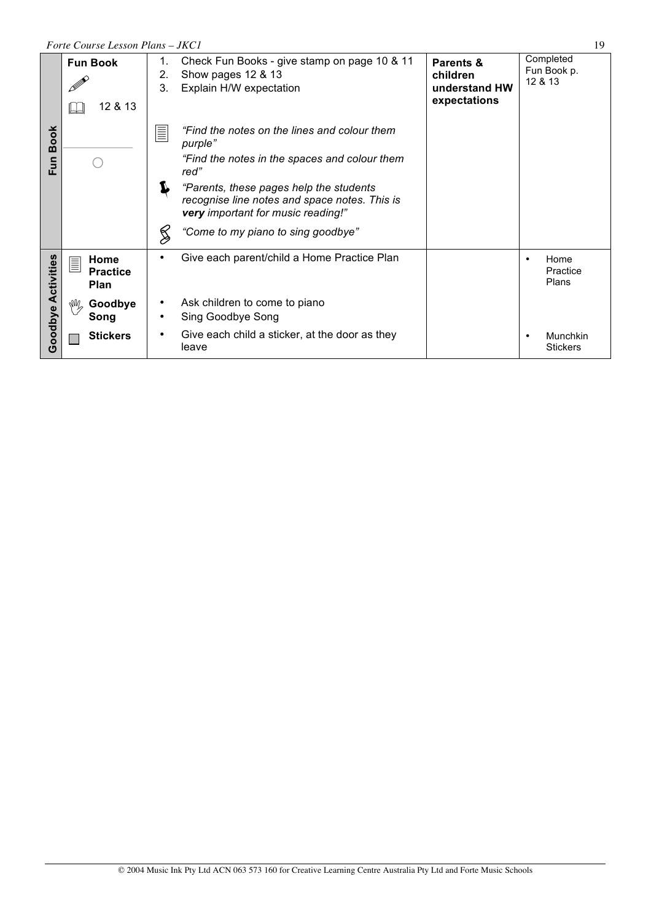| | | | | |
|---|---|---|---|---|
| **Fun Book** | **Fun Book**<br>12 & 13 | 1. Check Fun Books - give stamp on page 10 & 11<br>2. Show pages 12 & 13<br>3. Explain H/W expectation<br>*"Find the notes on the lines and colour them purple"*<br>*"Find the notes in the spaces and colour them red"*<br>*"Parents, these pages help the students recognise line notes and space notes. This is* ***very*** *important for music reading!"*<br>*"Come to my piano to sing goodbye"* | **Parents & children understand HW expectations** | Completed Fun Book p. 12 & 13 |
| **Goodbye Activities** | **Home Practice Plan** | • Give each parent/child a Home Practice Plan | | • Home Practice Plans |
| | **Goodbye Song** | • Ask children to come to piano<br>• Sing Goodbye Song | | |
| | **Stickers** | • Give each child a sticker, at the door as they leave | | • Munchkin Stickers |

© 2004 Music Ink Pty Ltd ACN 063 573 160 for Creative Learning Centre Australia Pty Ltd and Forte Music Schools